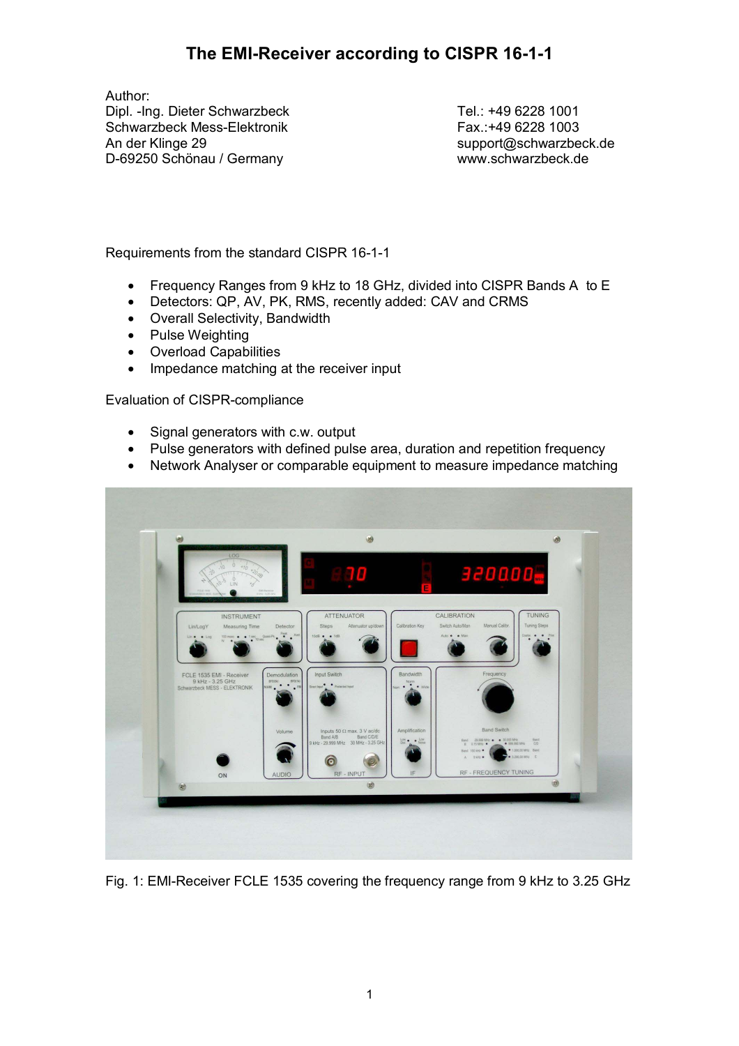# The EMI-Receiver according to CISPR 16-1-1

Author:
Dipl. -Ing. Dieter Schwarzbeck
Schwarzbeck Mess-Elektronik
An der Klinge 29
D-69250 Schönau / Germany

Tel.: +49 6228 1001
Fax.:+49 6228 1003
support@schwarzbeck.de
www.schwarzbeck.de

Requirements from the standard CISPR 16-1-1

- Frequency Ranges from 9 kHz to 18 GHz, divided into CISPR Bands A to E
- Detectors: QP, AV, PK, RMS, recently added: CAV and CRMS
- Overall Selectivity, Bandwidth
- Pulse Weighting
- Overload Capabilities
- Impedance matching at the receiver input

Evaluation of CISPR-compliance

- Signal generators with c.w. output
- Pulse generators with defined pulse area, duration and repetition frequency
- Network Analyser or comparable equipment to measure impedance matching

Fig. 1: EMI-Receiver FCLE 1535 covering the frequency range from 9 kHz to 3.25 GHz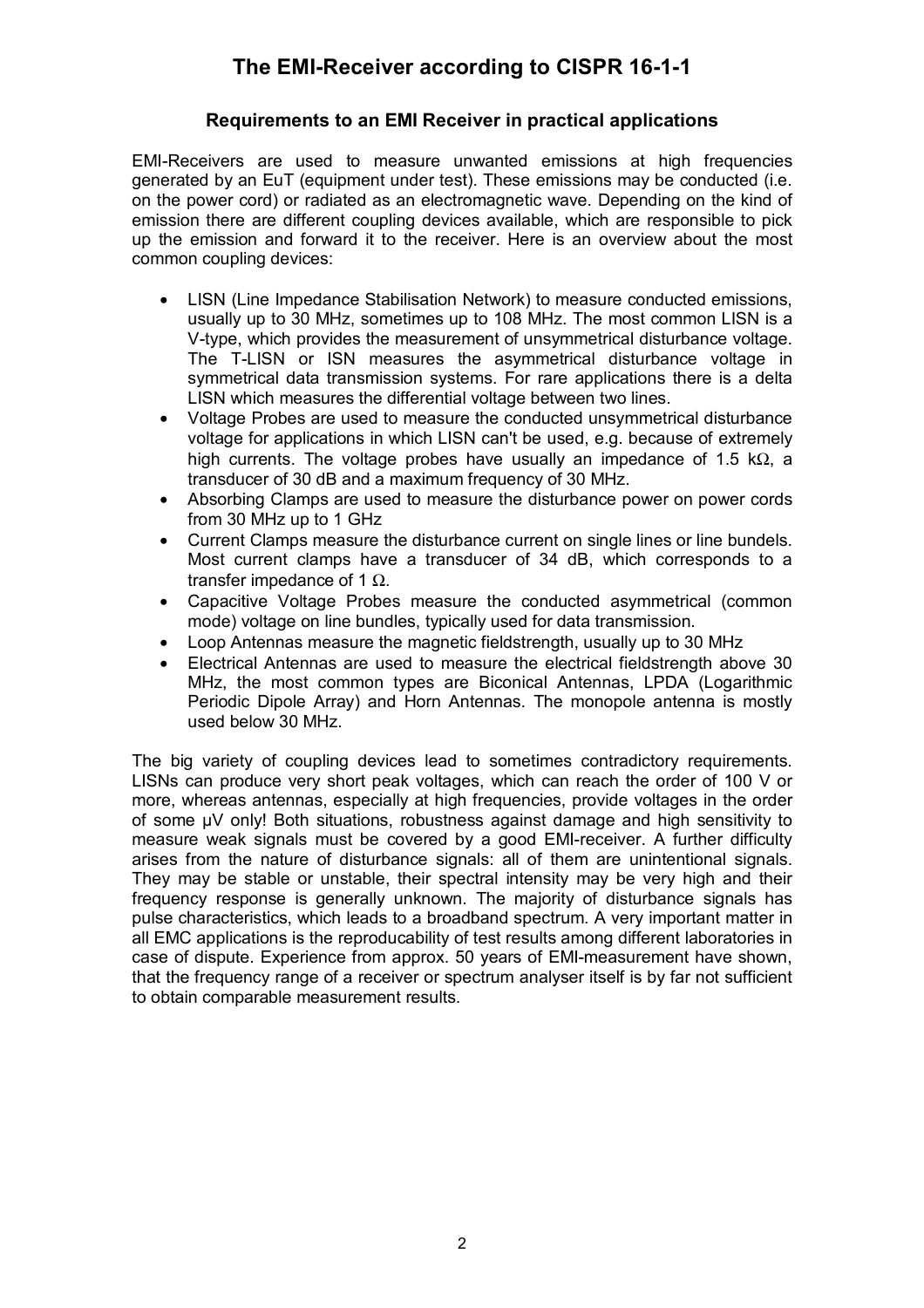# The EMI-Receiver according to CISPR 16-1-1

### Requirements to an EMI Receiver in practical applications

EMI-Receivers are used to measure unwanted emissions at high frequencies generated by an EuT (equipment under test). These emissions may be conducted (i.e. on the power cord) or radiated as an electromagnetic wave. Depending on the kind of emission there are different coupling devices available, which are responsible to pick up the emission and forward it to the receiver. Here is an overview about the most common coupling devices:

- LISN (Line Impedance Stabilisation Network) to measure conducted emissions, usually up to 30 MHz, sometimes up to 108 MHz. The most common LISN is a V-type, which provides the measurement of unsymmetrical disturbance voltage. The T-LISN or ISN measures the asymmetrical disturbance voltage in symmetrical data transmission systems. For rare applications there is a delta LISN which measures the differential voltage between two lines.
- Voltage Probes are used to measure the conducted unsymmetrical disturbance voltage for applications in which LISN can't be used, e.g. because of extremely high currents. The voltage probes have usually an impedance of 1.5 kΩ, a transducer of 30 dB and a maximum frequency of 30 MHz.
- Absorbing Clamps are used to measure the disturbance power on power cords from 30 MHz up to 1 GHz
- Current Clamps measure the disturbance current on single lines or line bundels. Most current clamps have a transducer of 34 dB, which corresponds to a transfer impedance of 1 Ω.
- Capacitive Voltage Probes measure the conducted asymmetrical (common mode) voltage on line bundles, typically used for data transmission.
- Loop Antennas measure the magnetic fieldstrength, usually up to 30 MHz
- Electrical Antennas are used to measure the electrical fieldstrength above 30 MHz, the most common types are Biconical Antennas, LPDA (Logarithmic Periodic Dipole Array) and Horn Antennas. The monopole antenna is mostly used below 30 MHz.

The big variety of coupling devices lead to sometimes contradictory requirements. LISNs can produce very short peak voltages, which can reach the order of 100 V or more, whereas antennas, especially at high frequencies, provide voltages in the order of some µV only! Both situations, robustness against damage and high sensitivity to measure weak signals must be covered by a good EMI-receiver. A further difficulty arises from the nature of disturbance signals: all of them are unintentional signals. They may be stable or unstable, their spectral intensity may be very high and their frequency response is generally unknown. The majority of disturbance signals has pulse characteristics, which leads to a broadband spectrum. A very important matter in all EMC applications is the reproducability of test results among different laboratories in case of dispute. Experience from approx. 50 years of EMI-measurement have shown, that the frequency range of a receiver or spectrum analyser itself is by far not sufficient to obtain comparable measurement results.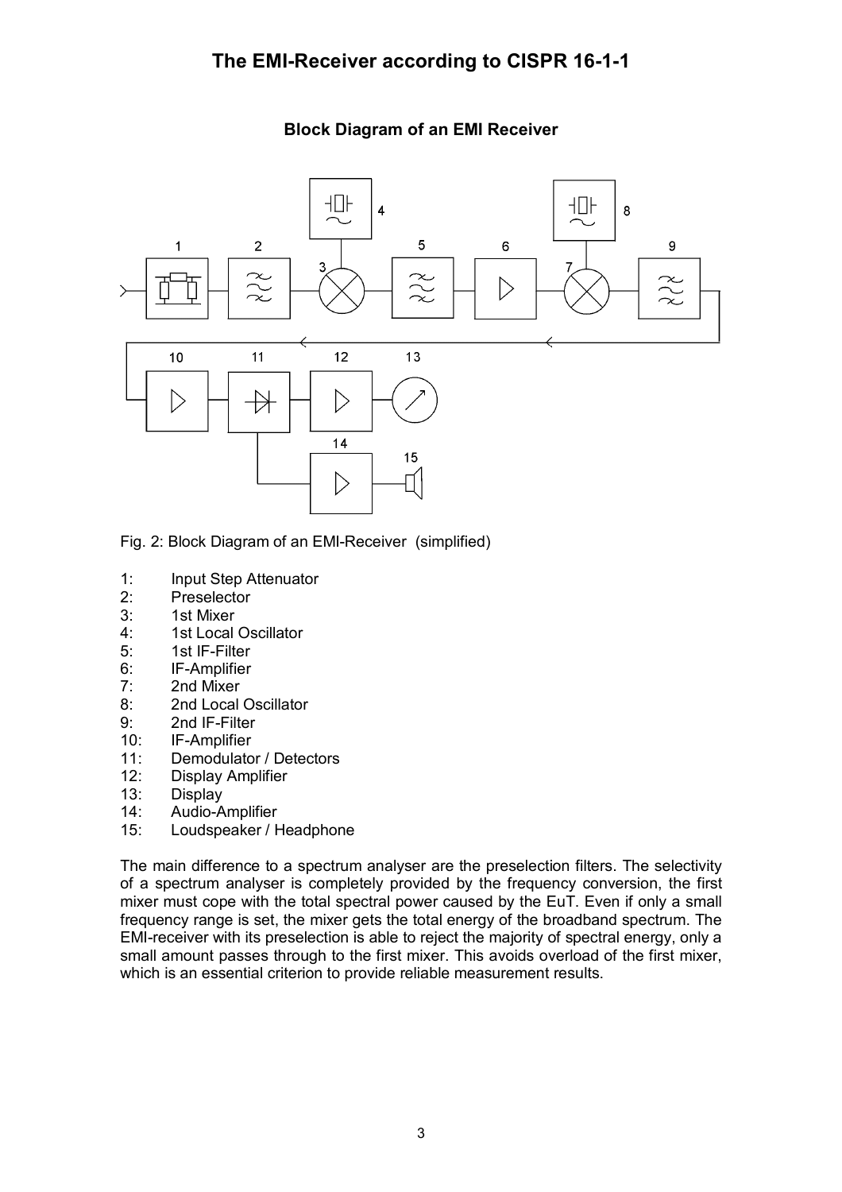# The EMI-Receiver according to CISPR 16-1-1

## Block Diagram of an EMI Receiver

Fig. 2: Block Diagram of an EMI-Receiver (simplified)

1: Input Step Attenuator
2: Preselector
3: 1st Mixer
4: 1st Local Oscillator
5: 1st IF-Filter
6: IF-Amplifier
7: 2nd Mixer
8: 2nd Local Oscillator
9: 2nd IF-Filter
10: IF-Amplifier
11: Demodulator / Detectors
12: Display Amplifier
13: Display
14: Audio-Amplifier
15: Loudspeaker / Headphone

The main difference to a spectrum analyser are the preselection filters. The selectivity of a spectrum analyser is completely provided by the frequency conversion, the first mixer must cope with the total spectral power caused by the EuT. Even if only a small frequency range is set, the mixer gets the total energy of the broadband spectrum. The EMI-receiver with its preselection is able to reject the majority of spectral energy, only a small amount passes through to the first mixer. This avoids overload of the first mixer, which is an essential criterion to provide reliable measurement results.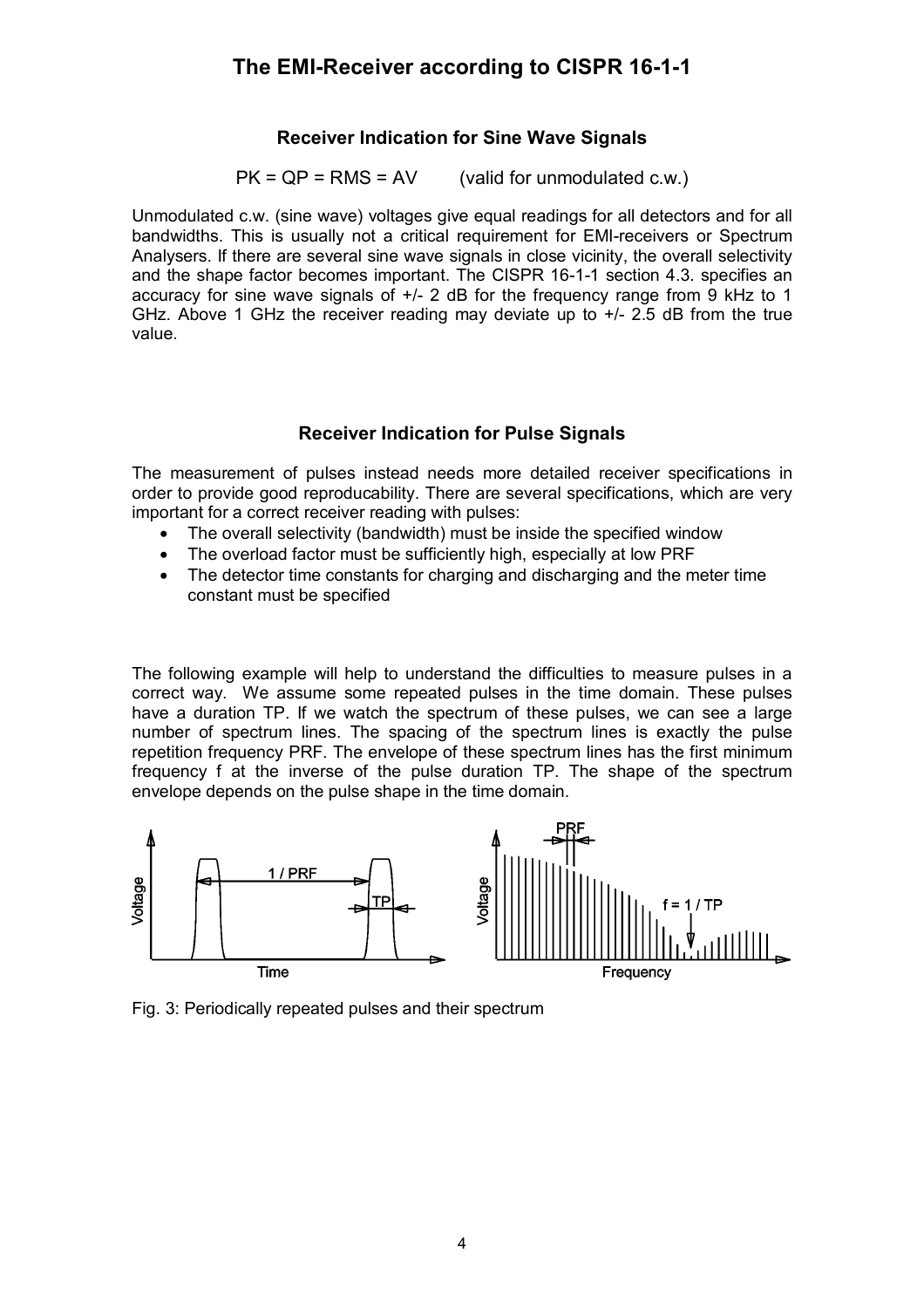# The EMI-Receiver according to CISPR 16-1-1

## Receiver Indication for Sine Wave Signals

PK = QP = RMS = AV (valid for unmodulated c.w.)

Unmodulated c.w. (sine wave) voltages give equal readings for all detectors and for all bandwidths. This is usually not a critical requirement for EMI-receivers or Spectrum Analysers. If there are several sine wave signals in close vicinity, the overall selectivity and the shape factor becomes important. The CISPR 16-1-1 section 4.3. specifies an accuracy for sine wave signals of +/- 2 dB for the frequency range from 9 kHz to 1 GHz. Above 1 GHz the receiver reading may deviate up to +/- 2.5 dB from the true value.

## Receiver Indication for Pulse Signals

The measurement of pulses instead needs more detailed receiver specifications in order to provide good reproducability. There are several specifications, which are very important for a correct receiver reading with pulses:

- The overall selectivity (bandwidth) must be inside the specified window
- The overload factor must be sufficiently high, especially at low PRF
- The detector time constants for charging and discharging and the meter time constant must be specified

The following example will help to understand the difficulties to measure pulses in a correct way. We assume some repeated pulses in the time domain. These pulses have a duration TP. If we watch the spectrum of these pulses, we can see a large number of spectrum lines. The spacing of the spectrum lines is exactly the pulse repetition frequency PRF. The envelope of these spectrum lines has the first minimum frequency f at the inverse of the pulse duration TP. The shape of the spectrum envelope depends on the pulse shape in the time domain.

Fig. 3: Periodically repeated pulses and their spectrum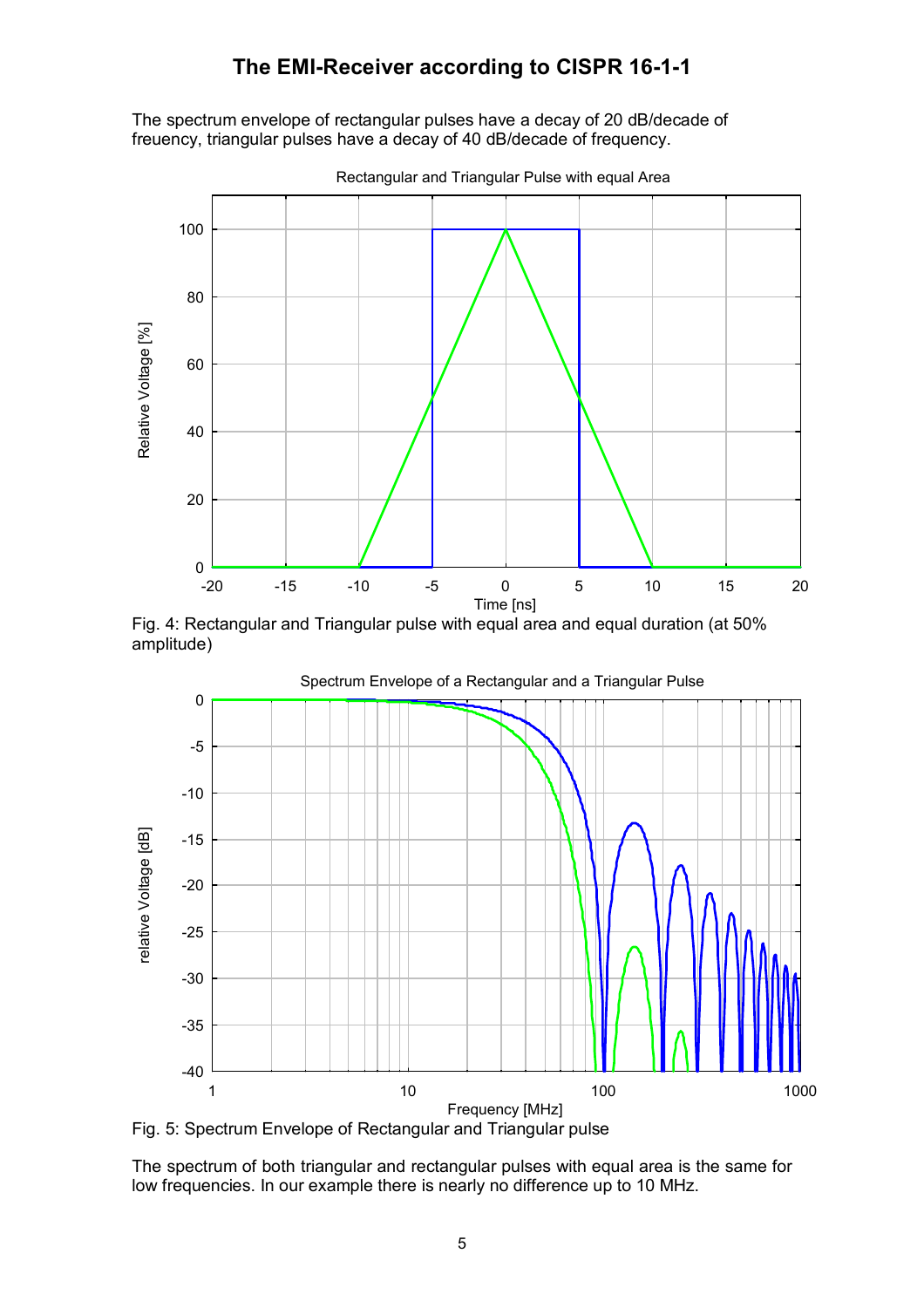The spectrum envelope of rectangular pulses have a decay of 20 dB/decade of freuency, triangular pulses have a decay of 40 dB/decade of frequency.

Fig. 4: Rectangular and Triangular pulse with equal area and equal duration (at 50% amplitude)

Fig. 5: Spectrum Envelope of Rectangular and Triangular pulse

The spectrum of both triangular and rectangular pulses with equal area is the same for low frequencies. In our example there is nearly no difference up to 10 MHz.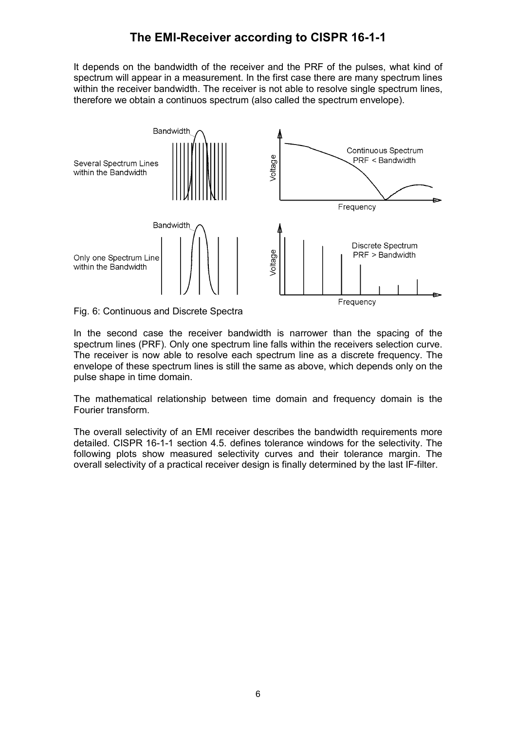# The EMI-Receiver according to CISPR 16-1-1

It depends on the bandwidth of the receiver and the PRF of the pulses, what kind of spectrum will appear in a measurement. In the first case there are many spectrum lines within the receiver bandwidth. The receiver is not able to resolve single spectrum lines, therefore we obtain a continuos spectrum (also called the spectrum envelope).

Fig. 6: Continuous and Discrete Spectra

In the second case the receiver bandwidth is narrower than the spacing of the spectrum lines (PRF). Only one spectrum line falls within the receivers selection curve. The receiver is now able to resolve each spectrum line as a discrete frequency. The envelope of these spectrum lines is still the same as above, which depends only on the pulse shape in time domain.

The mathematical relationship between time domain and frequency domain is the Fourier transform.

The overall selectivity of an EMI receiver describes the bandwidth requirements more detailed. CISPR 16-1-1 section 4.5. defines tolerance windows for the selectivity. The following plots show measured selectivity curves and their tolerance margin. The overall selectivity of a practical receiver design is finally determined by the last IF-filter.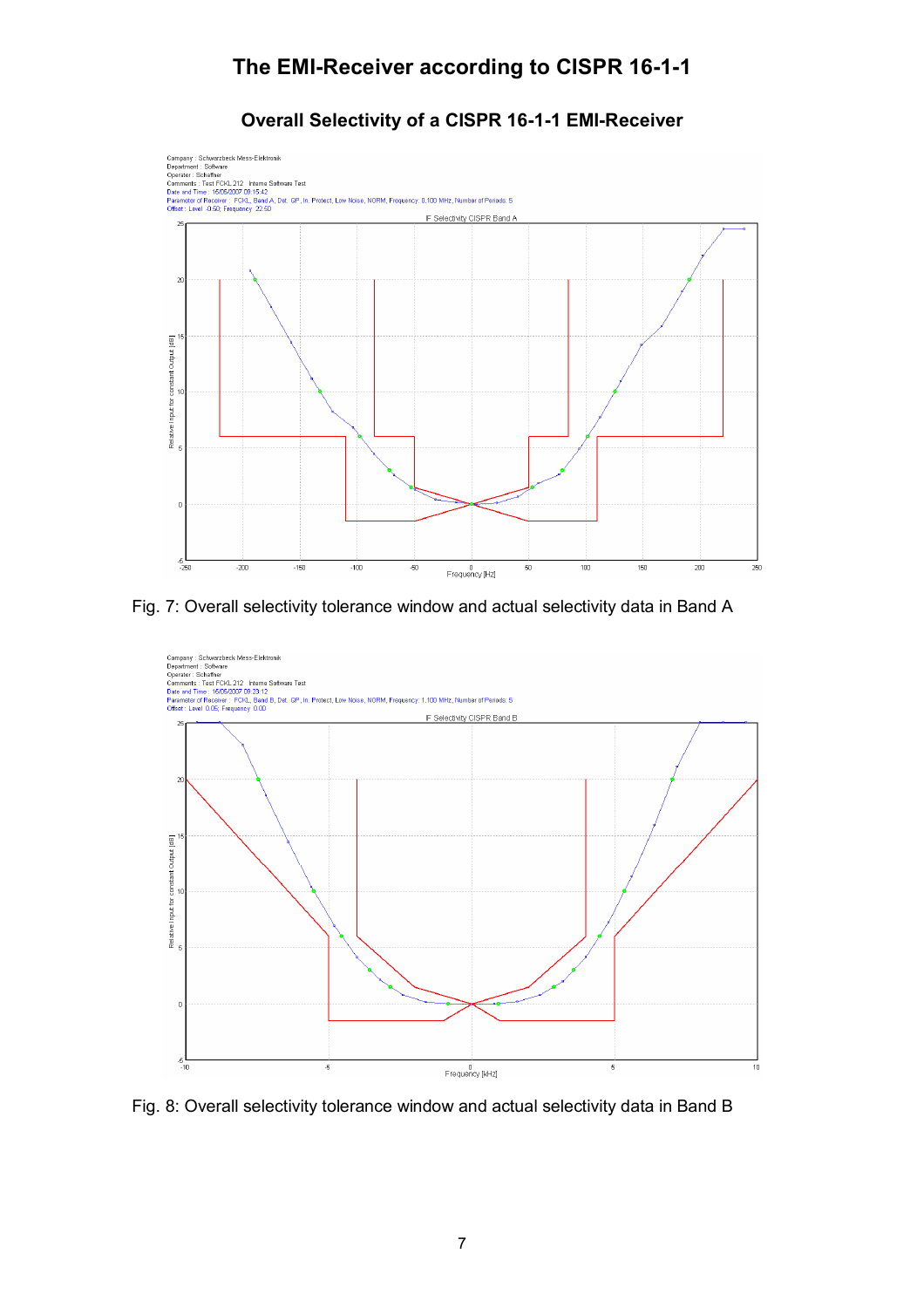# The EMI-Receiver according to CISPR 16-1-1

### Overall Selectivity of a CISPR 16-1-1 EMI-Receiver

Company : Schwarzbeck Mess-Elektronik
Department : Software
Operator : Schaffner
Comments : Test FCKL 212 : Interne Software Test
Date and Time : 16/05/2007 09:15:42
Parameter of Receiver : FCKL, Band A, Det. QP, In. Protect, Low Noise, NORM, Frequency: 0,100 MHz, Number of Periods: 5
Offset : Level -0.50; Frequency: 22.50

Fig. 7: Overall selectivity tolerance window and actual selectivity data in Band A

Company : Schwarzbeck Mess-Elektronik
Department : Software
Operator : Schaffner
Comments : Test FCKL 212 : Interne Software Test
Date and Time : 16/05/2007 09:23:12
Parameter of Receiver : FCKL, Band B, Det. QP, In. Protect, Low Noise, NORM, Frequency: 1,100 MHz, Number of Periods: 5
Offset : Level 0.05; Frequency 0.00

Fig. 8: Overall selectivity tolerance window and actual selectivity data in Band B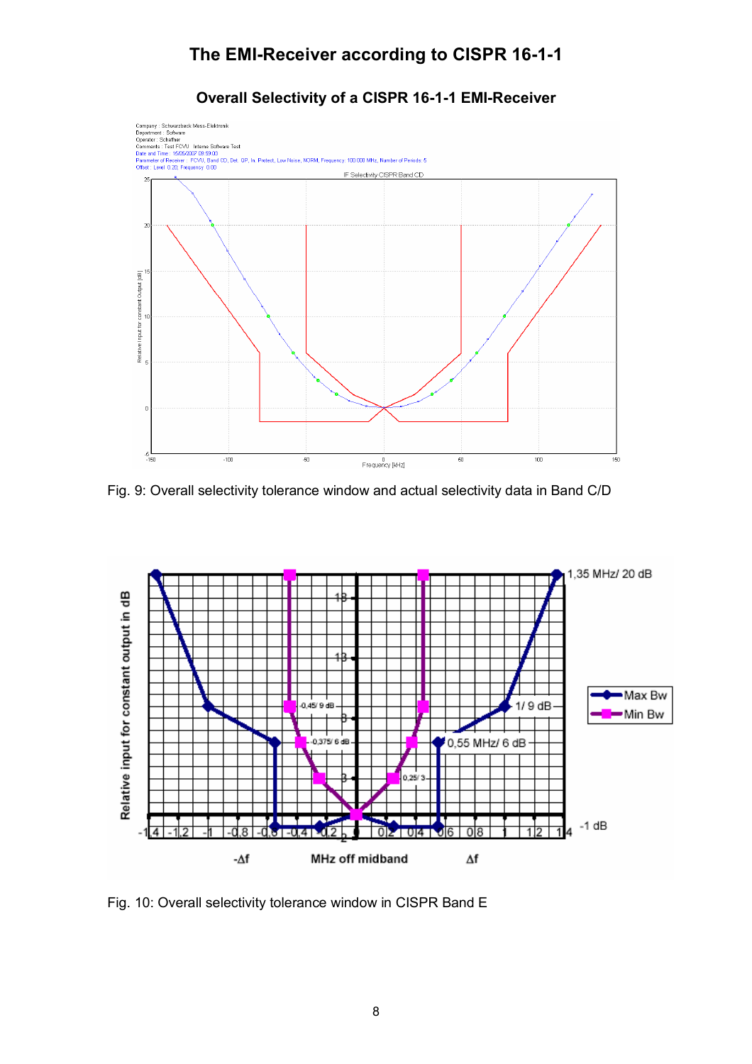# The EMI-Receiver according to CISPR 16-1-1

## Overall Selectivity of a CISPR 16-1-1 EMI-Receiver

Fig. 9: Overall selectivity tolerance window and actual selectivity data in Band C/D

Fig. 10: Overall selectivity tolerance window in CISPR Band E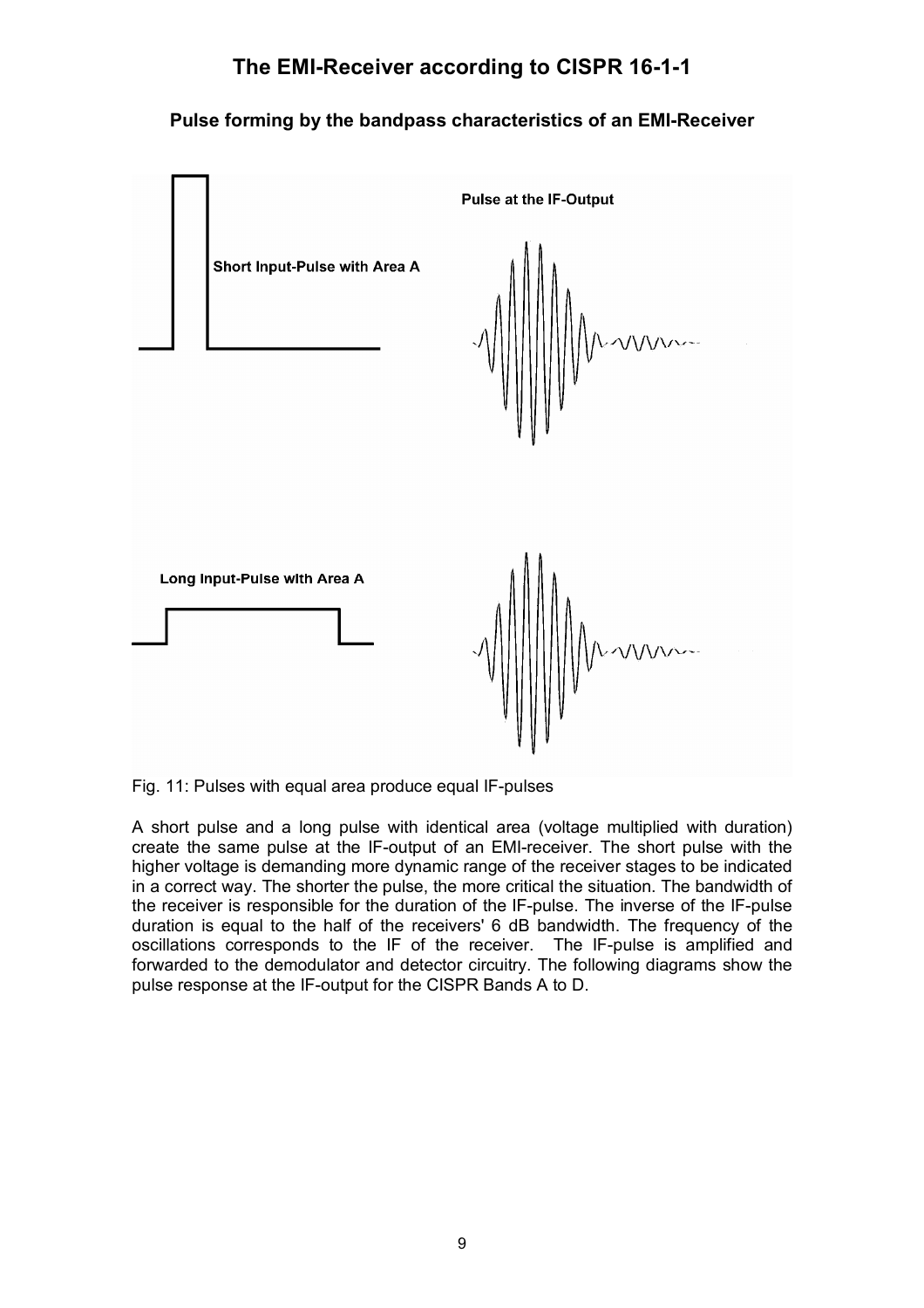# The EMI-Receiver according to CISPR 16-1-1

### Pulse forming by the bandpass characteristics of an EMI-Receiver

Fig. 11: Pulses with equal area produce equal IF-pulses

A short pulse and a long pulse with identical area (voltage multiplied with duration) create the same pulse at the IF-output of an EMI-receiver. The short pulse with the higher voltage is demanding more dynamic range of the receiver stages to be indicated in a correct way. The shorter the pulse, the more critical the situation. The bandwidth of the receiver is responsible for the duration of the IF-pulse. The inverse of the IF-pulse duration is equal to the half of the receivers' 6 dB bandwidth. The frequency of the oscillations corresponds to the IF of the receiver. The IF-pulse is amplified and forwarded to the demodulator and detector circuitry. The following diagrams show the pulse response at the IF-output for the CISPR Bands A to D.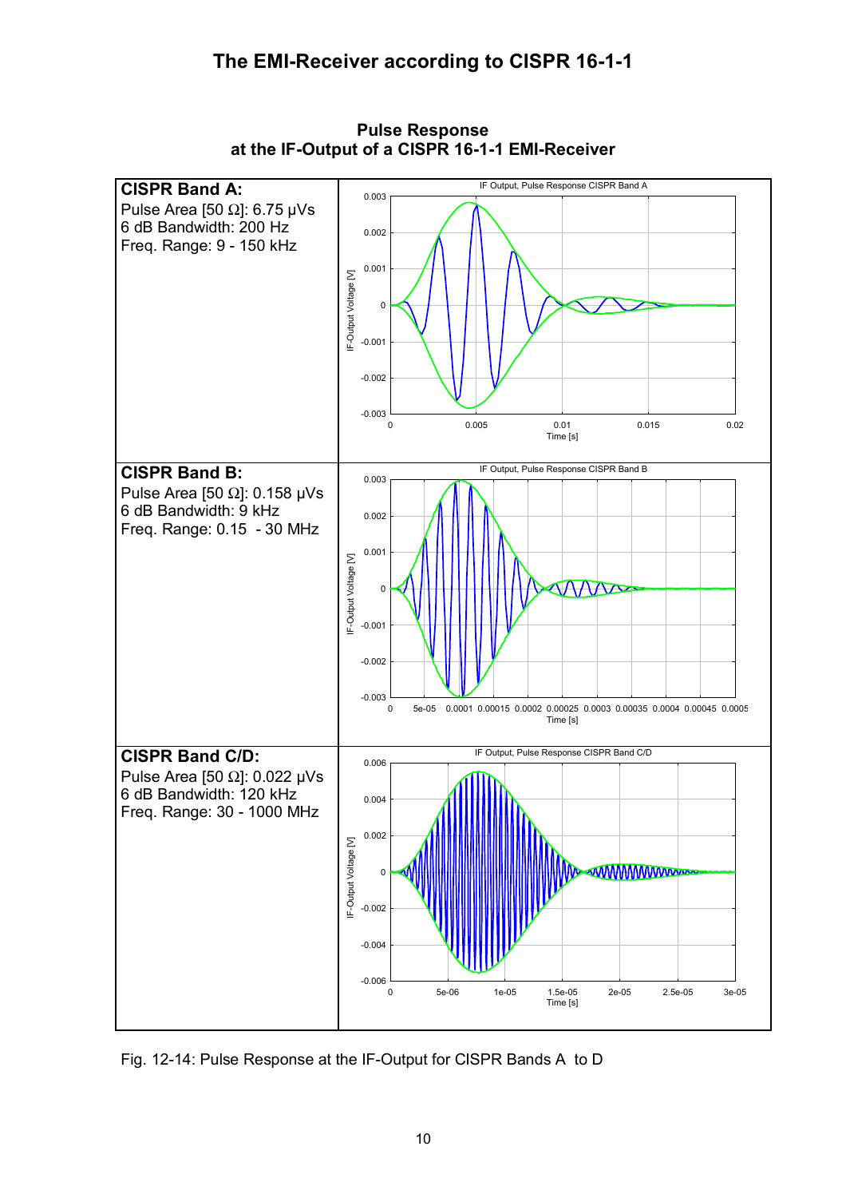# The EMI-Receiver according to CISPR 16-1-1

**Pulse Response at the IF-Output of a CISPR 16-1-1 EMI-Receiver**

| | |
|---|---|
| **CISPR Band A:** Pulse Area [50 Ω]: 6.75 µVs; 6 dB Bandwidth: 200 Hz; Freq. Range: 9 - 150 kHz | IF Output, Pulse Response CISPR Band A |
| **CISPR Band B:** Pulse Area [50 Ω]: 0.158 µVs; 6 dB Bandwidth: 9 kHz; Freq. Range: 0.15 - 30 MHz | IF Output, Pulse Response CISPR Band B |
| **CISPR Band C/D:** Pulse Area [50 Ω]: 0.022 µVs; 6 dB Bandwidth: 120 kHz; Freq. Range: 30 - 1000 MHz | IF Output, Pulse Response CISPR Band C/D |

Fig. 12-14: Pulse Response at the IF-Output for CISPR Bands A to D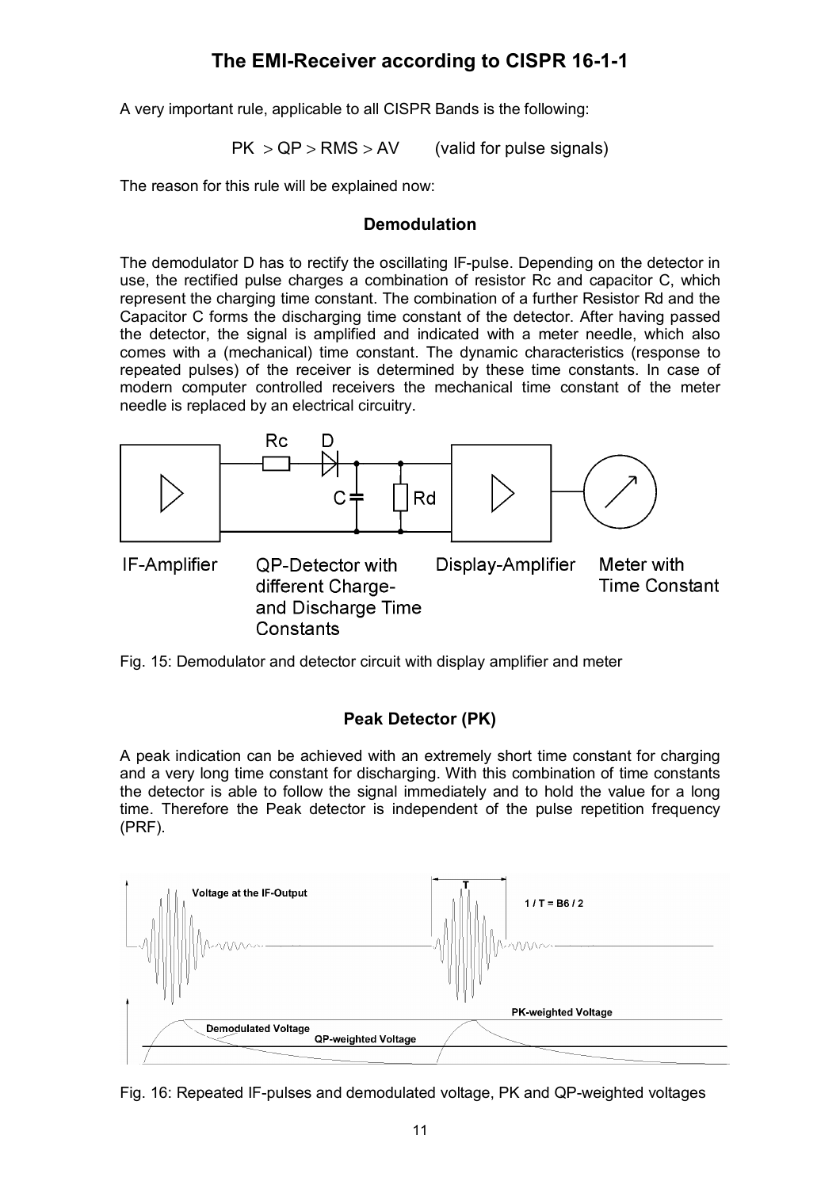# The EMI-Receiver according to CISPR 16-1-1

A very important rule, applicable to all CISPR Bands is the following:

$$PK > QP > RMS > AV \qquad \text{(valid for pulse signals)}$$

The reason for this rule will be explained now:

### Demodulation

The demodulator D has to rectify the oscillating IF-pulse. Depending on the detector in use, the rectified pulse charges a combination of resistor Rc and capacitor C, which represent the charging time constant. The combination of a further Resistor Rd and the Capacitor C forms the discharging time constant of the detector. After having passed the detector, the signal is amplified and indicated with a meter needle, which also comes with a (mechanical) time constant. The dynamic characteristics (response to repeated pulses) of the receiver is determined by these time constants. In case of modern computer controlled receivers the mechanical time constant of the meter needle is replaced by an electrical circuitry.

Fig. 15: Demodulator and detector circuit with display amplifier and meter

### Peak Detector (PK)

A peak indication can be achieved with an extremely short time constant for charging and a very long time constant for discharging. With this combination of time constants the detector is able to follow the signal immediately and to hold the value for a long time. Therefore the Peak detector is independent of the pulse repetition frequency (PRF).

Fig. 16: Repeated IF-pulses and demodulated voltage, PK and QP-weighted voltages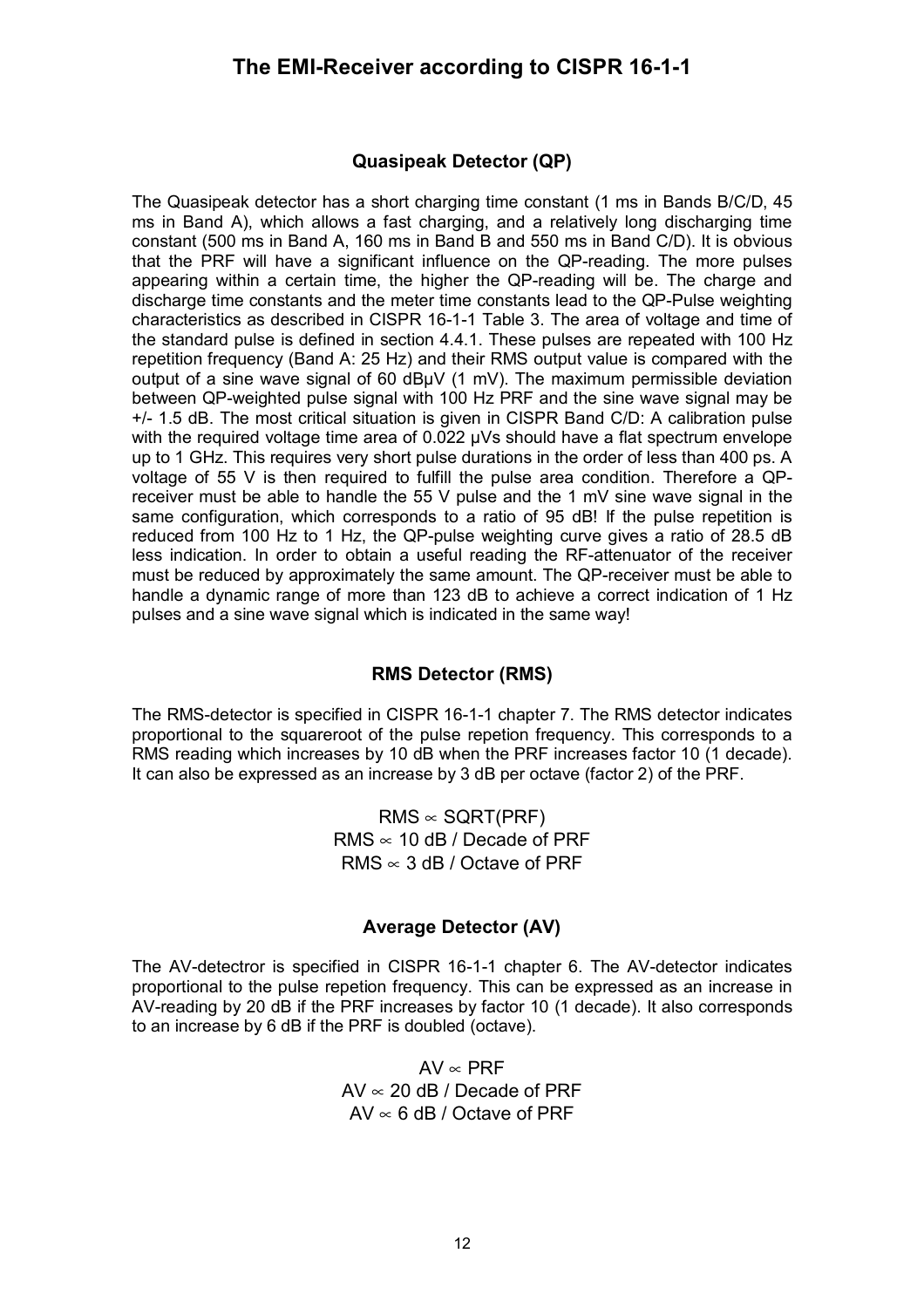# The EMI-Receiver according to CISPR 16-1-1

## Quasipeak Detector (QP)

The Quasipeak detector has a short charging time constant (1 ms in Bands B/C/D, 45 ms in Band A), which allows a fast charging, and a relatively long discharging time constant (500 ms in Band A, 160 ms in Band B and 550 ms in Band C/D). It is obvious that the PRF will have a significant influence on the QP-reading. The more pulses appearing within a certain time, the higher the QP-reading will be. The charge and discharge time constants and the meter time constants lead to the QP-Pulse weighting characteristics as described in CISPR 16-1-1 Table 3. The area of voltage and time of the standard pulse is defined in section 4.4.1. These pulses are repeated with 100 Hz repetition frequency (Band A: 25 Hz) and their RMS output value is compared with the output of a sine wave signal of 60 dBµV (1 mV). The maximum permissible deviation between QP-weighted pulse signal with 100 Hz PRF and the sine wave signal may be +/- 1.5 dB. The most critical situation is given in CISPR Band C/D: A calibration pulse with the required voltage time area of 0.022 µVs should have a flat spectrum envelope up to 1 GHz. This requires very short pulse durations in the order of less than 400 ps. A voltage of 55 V is then required to fulfill the pulse area condition. Therefore a QP-receiver must be able to handle the 55 V pulse and the 1 mV sine wave signal in the same configuration, which corresponds to a ratio of 95 dB! If the pulse repetition is reduced from 100 Hz to 1 Hz, the QP-pulse weighting curve gives a ratio of 28.5 dB less indication. In order to obtain a useful reading the RF-attenuator of the receiver must be reduced by approximately the same amount. The QP-receiver must be able to handle a dynamic range of more than 123 dB to achieve a correct indication of 1 Hz pulses and a sine wave signal which is indicated in the same way!

## RMS Detector (RMS)

The RMS-detector is specified in CISPR 16-1-1 chapter 7. The RMS detector indicates proportional to the squareroot of the pulse repetion frequency. This corresponds to a RMS reading which increases by 10 dB when the PRF increases factor 10 (1 decade). It can also be expressed as an increase by 3 dB per octave (factor 2) of the PRF.

$$\mathrm{RMS} \propto \mathrm{SQRT(PRF)}$$

$$\mathrm{RMS} \propto 10\ \mathrm{dB\ /\ Decade\ of\ PRF}$$

$$\mathrm{RMS} \propto 3\ \mathrm{dB\ /\ Octave\ of\ PRF}$$

## Average Detector (AV)

The AV-detectror is specified in CISPR 16-1-1 chapter 6. The AV-detector indicates proportional to the pulse repetion frequency. This can be expressed as an increase in AV-reading by 20 dB if the PRF increases by factor 10 (1 decade). It also corresponds to an increase by 6 dB if the PRF is doubled (octave).

$$\mathrm{AV} \propto \mathrm{PRF}$$

$$\mathrm{AV} \propto 20\ \mathrm{dB\ /\ Decade\ of\ PRF}$$

$$\mathrm{AV} \propto 6\ \mathrm{dB\ /\ Octave\ of\ PRF}$$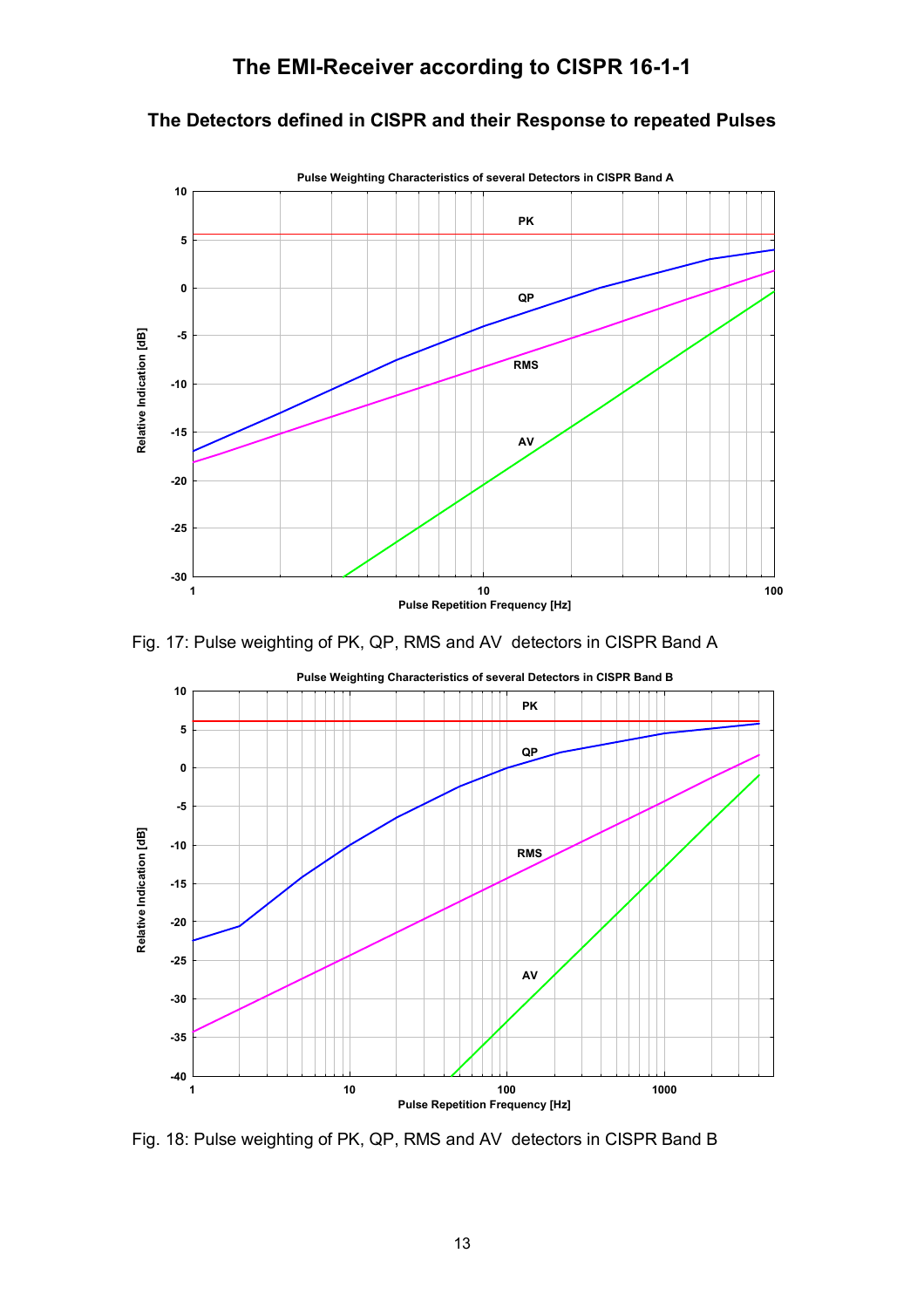# The EMI-Receiver according to CISPR 16-1-1

## The Detectors defined in CISPR and their Response to repeated Pulses

Fig. 17: Pulse weighting of PK, QP, RMS and AV detectors in CISPR Band A

Fig. 18: Pulse weighting of PK, QP, RMS and AV detectors in CISPR Band B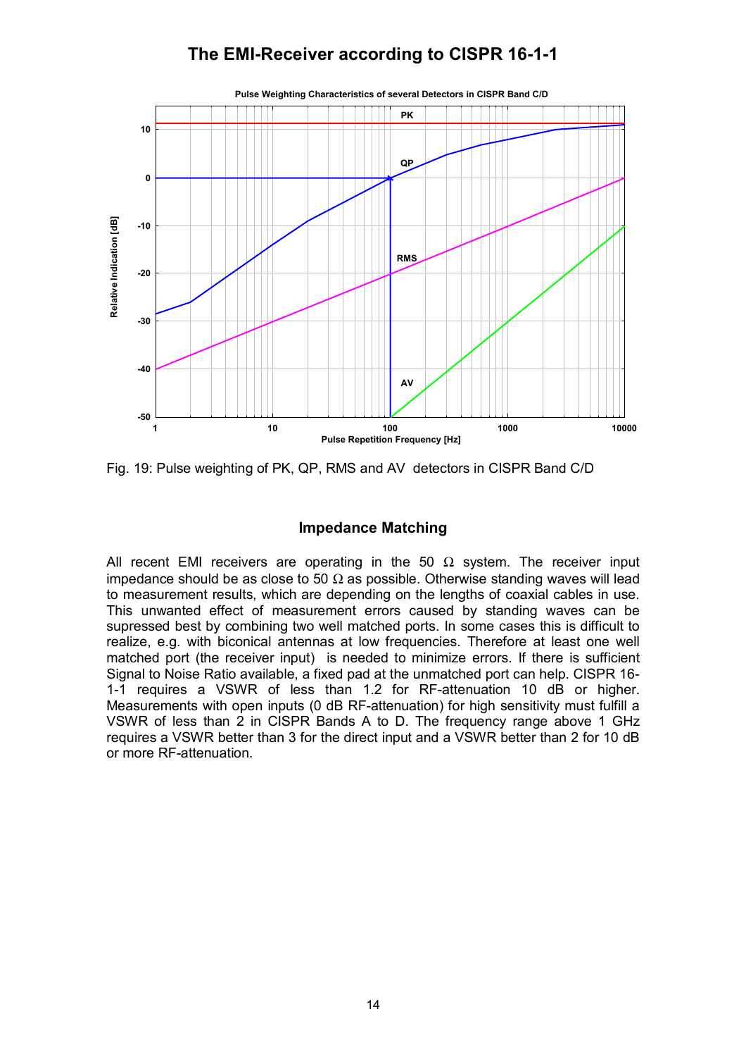# The EMI-Receiver according to CISPR 16-1-1

Fig. 19: Pulse weighting of PK, QP, RMS and AV detectors in CISPR Band C/D

## Impedance Matching

All recent EMI receivers are operating in the 50 Ω system. The receiver input impedance should be as close to 50 Ω as possible. Otherwise standing waves will lead to measurement results, which are depending on the lengths of coaxial cables in use. This unwanted effect of measurement errors caused by standing waves can be supressed best by combining two well matched ports. In some cases this is difficult to realize, e.g. with biconical antennas at low frequencies. Therefore at least one well matched port (the receiver input) is needed to minimize errors. If there is sufficient Signal to Noise Ratio available, a fixed pad at the unmatched port can help. CISPR 16-1-1 requires a VSWR of less than 1.2 for RF-attenuation 10 dB or higher. Measurements with open inputs (0 dB RF-attenuation) for high sensitivity must fulfill a VSWR of less than 2 in CISPR Bands A to D. The frequency range above 1 GHz requires a VSWR better than 3 for the direct input and a VSWR better than 2 for 10 dB or more RF-attenuation.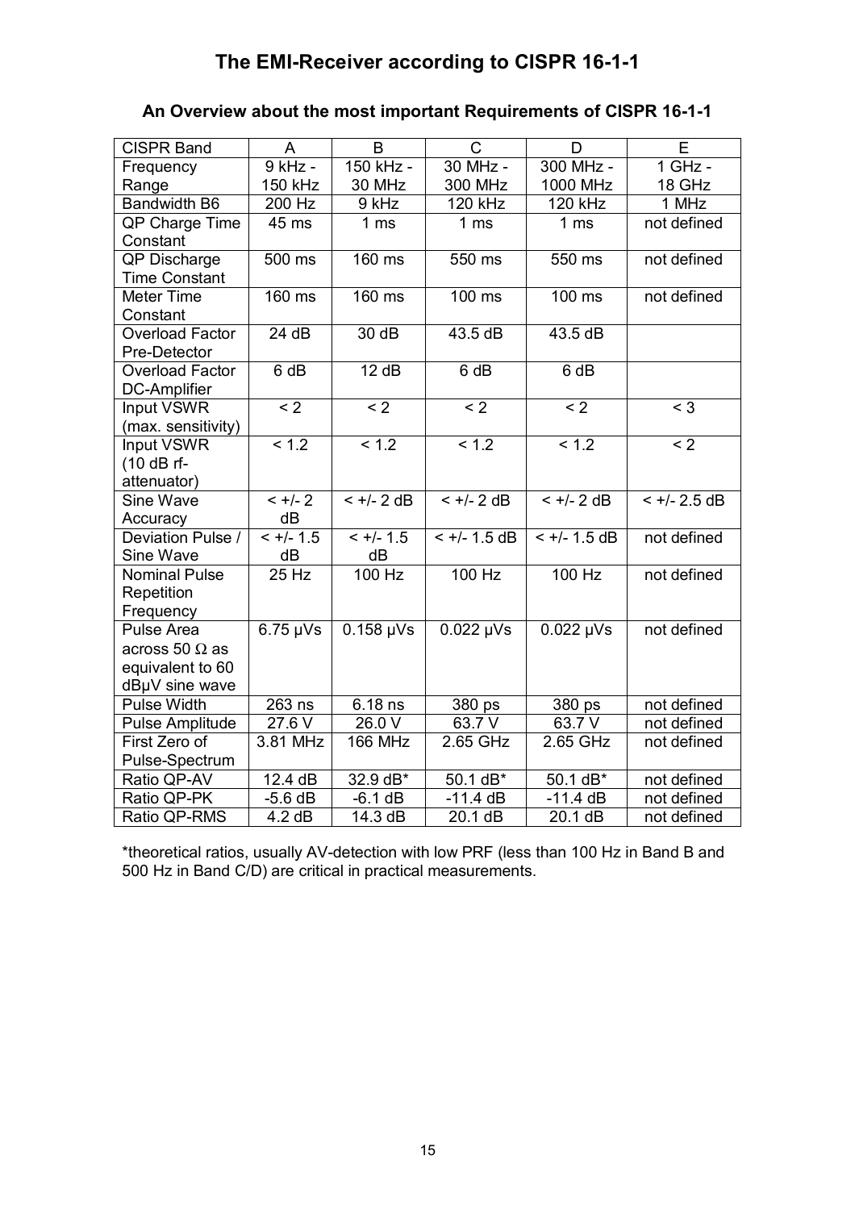# The EMI-Receiver according to CISPR 16-1-1

## An Overview about the most important Requirements of CISPR 16-1-1

| CISPR Band | A | B | C | D | E |
|---|---|---|---|---|---|
| Frequency Range | 9 kHz - 150 kHz | 150 kHz - 30 MHz | 30 MHz - 300 MHz | 300 MHz - 1000 MHz | 1 GHz - 18 GHz |
| Bandwidth B6 | 200 Hz | 9 kHz | 120 kHz | 120 kHz | 1 MHz |
| QP Charge Time Constant | 45 ms | 1 ms | 1 ms | 1 ms | not defined |
| QP Discharge Time Constant | 500 ms | 160 ms | 550 ms | 550 ms | not defined |
| Meter Time Constant | 160 ms | 160 ms | 100 ms | 100 ms | not defined |
| Overload Factor Pre-Detector | 24 dB | 30 dB | 43.5 dB | 43.5 dB | |
| Overload Factor DC-Amplifier | 6 dB | 12 dB | 6 dB | 6 dB | |
| Input VSWR (max. sensitivity) | < 2 | < 2 | < 2 | < 2 | < 3 |
| Input VSWR (10 dB rf-attenuator) | < 1.2 | < 1.2 | < 1.2 | < 1.2 | < 2 |
| Sine Wave Accuracy | < +/- 2 dB | < +/- 2 dB | < +/- 2 dB | < +/- 2 dB | < +/- 2.5 dB |
| Deviation Pulse / Sine Wave | < +/- 1.5 dB | < +/- 1.5 dB | < +/- 1.5 dB | < +/- 1.5 dB | not defined |
| Nominal Pulse Repetition Frequency | 25 Hz | 100 Hz | 100 Hz | 100 Hz | not defined |
| Pulse Area across 50 Ω as equivalent to 60 dBµV sine wave | 6.75 µVs | 0.158 µVs | 0.022 µVs | 0.022 µVs | not defined |
| Pulse Width | 263 ns | 6.18 ns | 380 ps | 380 ps | not defined |
| Pulse Amplitude | 27.6 V | 26.0 V | 63.7 V | 63.7 V | not defined |
| First Zero of Pulse-Spectrum | 3.81 MHz | 166 MHz | 2.65 GHz | 2.65 GHz | not defined |
| Ratio QP-AV | 12.4 dB | 32.9 dB* | 50.1 dB* | 50.1 dB* | not defined |
| Ratio QP-PK | -5.6 dB | -6.1 dB | -11.4 dB | -11.4 dB | not defined |
| Ratio QP-RMS | 4.2 dB | 14.3 dB | 20.1 dB | 20.1 dB | not defined |

*theoretical ratios, usually AV-detection with low PRF (less than 100 Hz in Band B and 500 Hz in Band C/D) are critical in practical measurements.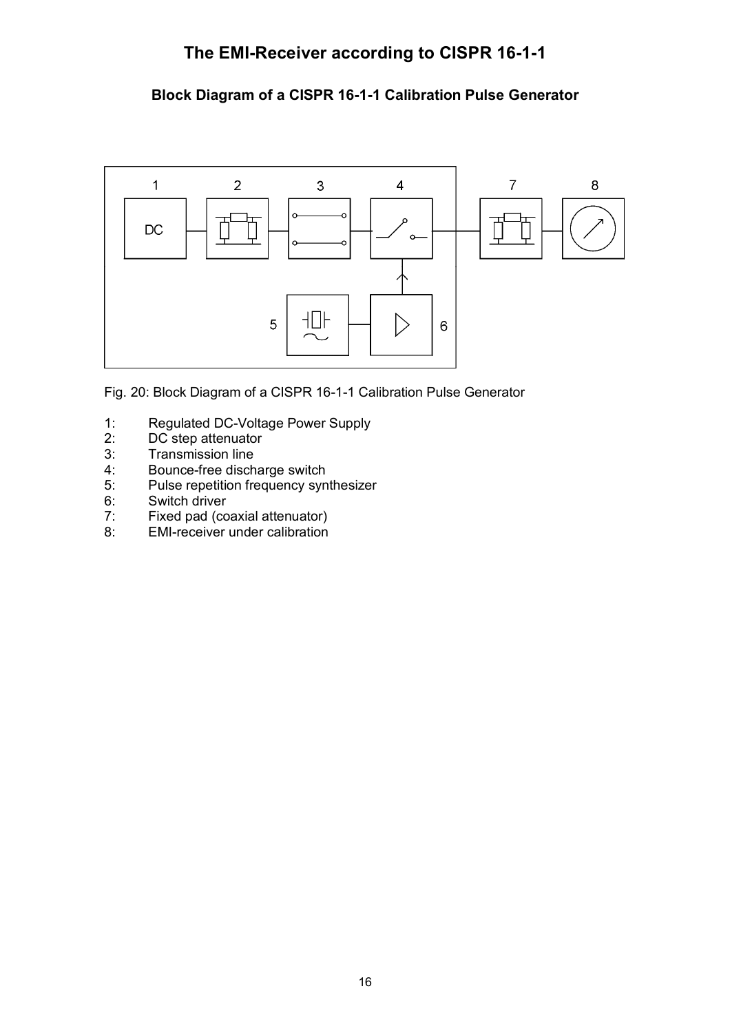# The EMI-Receiver according to CISPR 16-1-1

### Block Diagram of a CISPR 16-1-1 Calibration Pulse Generator

1 2 3 4 7 8

DC

5 6

Fig. 20: Block Diagram of a CISPR 16-1-1 Calibration Pulse Generator

1: Regulated DC-Voltage Power Supply
2: DC step attenuator
3: Transmission line
4: Bounce-free discharge switch
5: Pulse repetition frequency synthesizer
6: Switch driver
7: Fixed pad (coaxial attenuator)
8: EMI-receiver under calibration